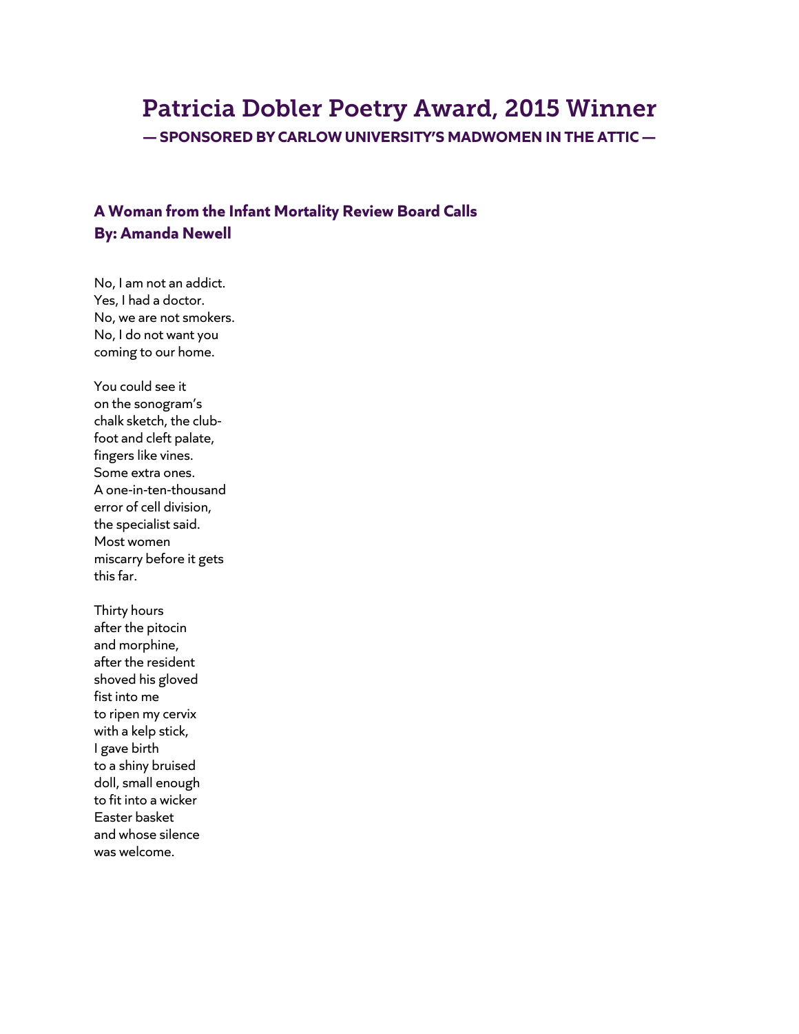# Patricia Dobler Poetry Award, 2015 Winner

**— SPONSORED BY CARLOW UNIVERSITY'S MADWOMEN IN THE ATTIC —**

### A Woman from the Infant Mortality Review Board Calls
### By: Amanda Newell

No, I am not an addict.
Yes, I had a doctor.
No, we are not smokers.
No, I do not want you
coming to our home.

You could see it
on the sonogram's
chalk sketch, the club-
foot and cleft palate,
fingers like vines.
Some extra ones.
A one-in-ten-thousand
error of cell division,
the specialist said.
Most women
miscarry before it gets
this far.

Thirty hours
after the pitocin
and morphine,
after the resident
shoved his gloved
fist into me
to ripen my cervix
with a kelp stick,
I gave birth
to a shiny bruised
doll, small enough
to fit into a wicker
Easter basket
and whose silence
was welcome.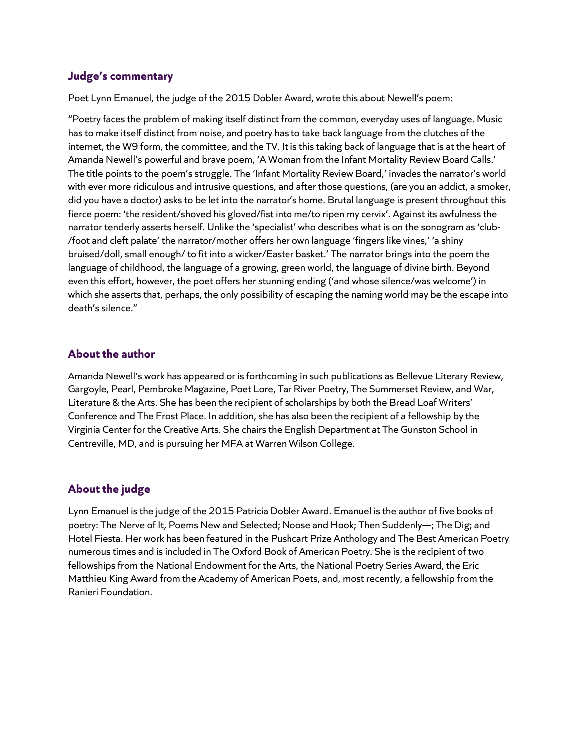## Judge's commentary

Poet Lynn Emanuel, the judge of the 2015 Dobler Award, wrote this about Newell's poem:

"Poetry faces the problem of making itself distinct from the common, everyday uses of language. Music has to make itself distinct from noise, and poetry has to take back language from the clutches of the internet, the W9 form, the committee, and the TV. It is this taking back of language that is at the heart of Amanda Newell's powerful and brave poem, 'A Woman from the Infant Mortality Review Board Calls.' The title points to the poem's struggle. The 'Infant Mortality Review Board,' invades the narrator's world with ever more ridiculous and intrusive questions, and after those questions, (are you an addict, a smoker, did you have a doctor) asks to be let into the narrator's home. Brutal language is present throughout this fierce poem: 'the resident/shoved his gloved/fist into me/to ripen my cervix'. Against its awfulness the narrator tenderly asserts herself. Unlike the 'specialist' who describes what is on the sonogram as 'club-/foot and cleft palate' the narrator/mother offers her own language 'fingers like vines,' 'a shiny bruised/doll, small enough/ to fit into a wicker/Easter basket.' The narrator brings into the poem the language of childhood, the language of a growing, green world, the language of divine birth. Beyond even this effort, however, the poet offers her stunning ending ('and whose silence/was welcome') in which she asserts that, perhaps, the only possibility of escaping the naming world may be the escape into death's silence."

## About the author

Amanda Newell's work has appeared or is forthcoming in such publications as Bellevue Literary Review, Gargoyle, Pearl, Pembroke Magazine, Poet Lore, Tar River Poetry, The Summerset Review, and War, Literature & the Arts. She has been the recipient of scholarships by both the Bread Loaf Writers' Conference and The Frost Place. In addition, she has also been the recipient of a fellowship by the Virginia Center for the Creative Arts. She chairs the English Department at The Gunston School in Centreville, MD, and is pursuing her MFA at Warren Wilson College.

## About the judge

Lynn Emanuel is the judge of the 2015 Patricia Dobler Award. Emanuel is the author of five books of poetry: The Nerve of It, Poems New and Selected; Noose and Hook; Then Suddenly—; The Dig; and Hotel Fiesta. Her work has been featured in the Pushcart Prize Anthology and The Best American Poetry numerous times and is included in The Oxford Book of American Poetry. She is the recipient of two fellowships from the National Endowment for the Arts, the National Poetry Series Award, the Eric Matthieu King Award from the Academy of American Poets, and, most recently, a fellowship from the Ranieri Foundation.